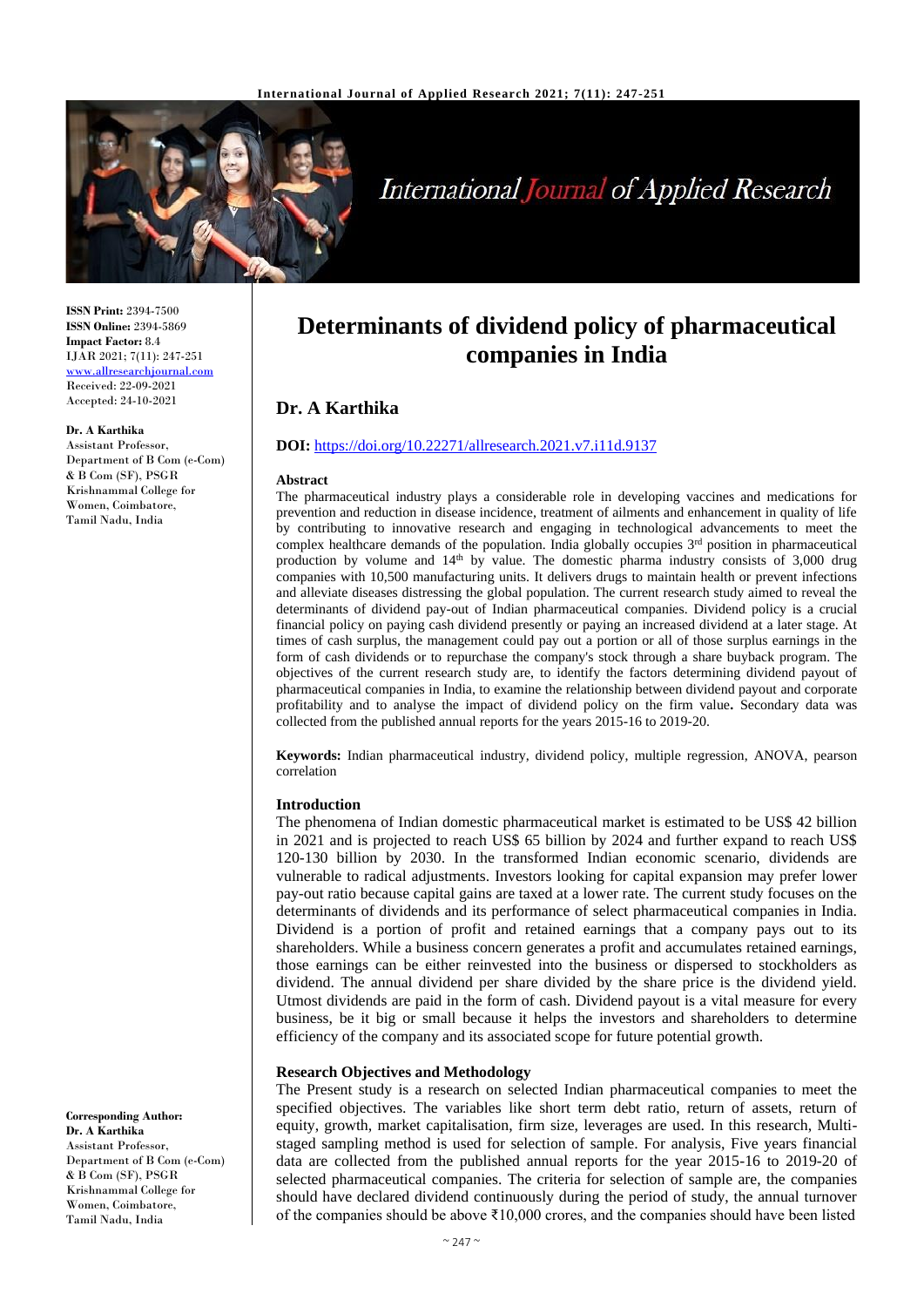**ISSN Print:** 2394-7500
**ISSN Online:** 2394-5869
**Impact Factor:** 8.4
IJAR 2021; 7(11): 247-251
www.allresearchjournal.com
Received: 22-09-2021
Accepted: 24-10-2021

**Dr. A Karthika**
Assistant Professor, Department of B Com (e-Com) & B Com (SF), PSGR Krishnammal College for Women, Coimbatore, Tamil Nadu, India

**Corresponding Author:**
**Dr. A Karthika**
Assistant Professor, Department of B Com (e-Com) & B Com (SF), PSGR Krishnammal College for Women, Coimbatore, Tamil Nadu, India

# Determinants of dividend policy of pharmaceutical companies in India

## Dr. A Karthika

**DOI:** https://doi.org/10.22271/allresearch.2021.v7.i11d.9137

### Abstract

The pharmaceutical industry plays a considerable role in developing vaccines and medications for prevention and reduction in disease incidence, treatment of ailments and enhancement in quality of life by contributing to innovative research and engaging in technological advancements to meet the complex healthcare demands of the population. India globally occupies 3rd position in pharmaceutical production by volume and 14th by value. The domestic pharma industry consists of 3,000 drug companies with 10,500 manufacturing units. It delivers drugs to maintain health or prevent infections and alleviate diseases distressing the global population. The current research study aimed to reveal the determinants of dividend pay-out of Indian pharmaceutical companies. Dividend policy is a crucial financial policy on paying cash dividend presently or paying an increased dividend at a later stage. At times of cash surplus, the management could pay out a portion or all of those surplus earnings in the form of cash dividends or to repurchase the company's stock through a share buyback program. The objectives of the current research study are, to identify the factors determining dividend payout of pharmaceutical companies in India, to examine the relationship between dividend payout and corporate profitability and to analyse the impact of dividend policy on the firm value**.** Secondary data was collected from the published annual reports for the years 2015-16 to 2019-20.

**Keywords:** Indian pharmaceutical industry, dividend policy, multiple regression, ANOVA, pearson correlation

### Introduction

The phenomena of Indian domestic pharmaceutical market is estimated to be US$ 42 billion in 2021 and is projected to reach US$ 65 billion by 2024 and further expand to reach US$ 120-130 billion by 2030. In the transformed Indian economic scenario, dividends are vulnerable to radical adjustments. Investors looking for capital expansion may prefer lower pay-out ratio because capital gains are taxed at a lower rate. The current study focuses on the determinants of dividends and its performance of select pharmaceutical companies in India. Dividend is a portion of profit and retained earnings that a company pays out to its shareholders. While a business concern generates a profit and accumulates retained earnings, those earnings can be either reinvested into the business or dispersed to stockholders as dividend. The annual dividend per share divided by the share price is the dividend yield. Utmost dividends are paid in the form of cash. Dividend payout is a vital measure for every business, be it big or small because it helps the investors and shareholders to determine efficiency of the company and its associated scope for future potential growth.

### Research Objectives and Methodology

The Present study is a research on selected Indian pharmaceutical companies to meet the specified objectives. The variables like short term debt ratio, return of assets, return of equity, growth, market capitalisation, firm size, leverages are used. In this research, Multi-staged sampling method is used for selection of sample. For analysis, Five years financial data are collected from the published annual reports for the year 2015-16 to 2019-20 of selected pharmaceutical companies. The criteria for selection of sample are, the companies should have declared dividend continuously during the period of study, the annual turnover of the companies should be above ₹10,000 crores, and the companies should have been listed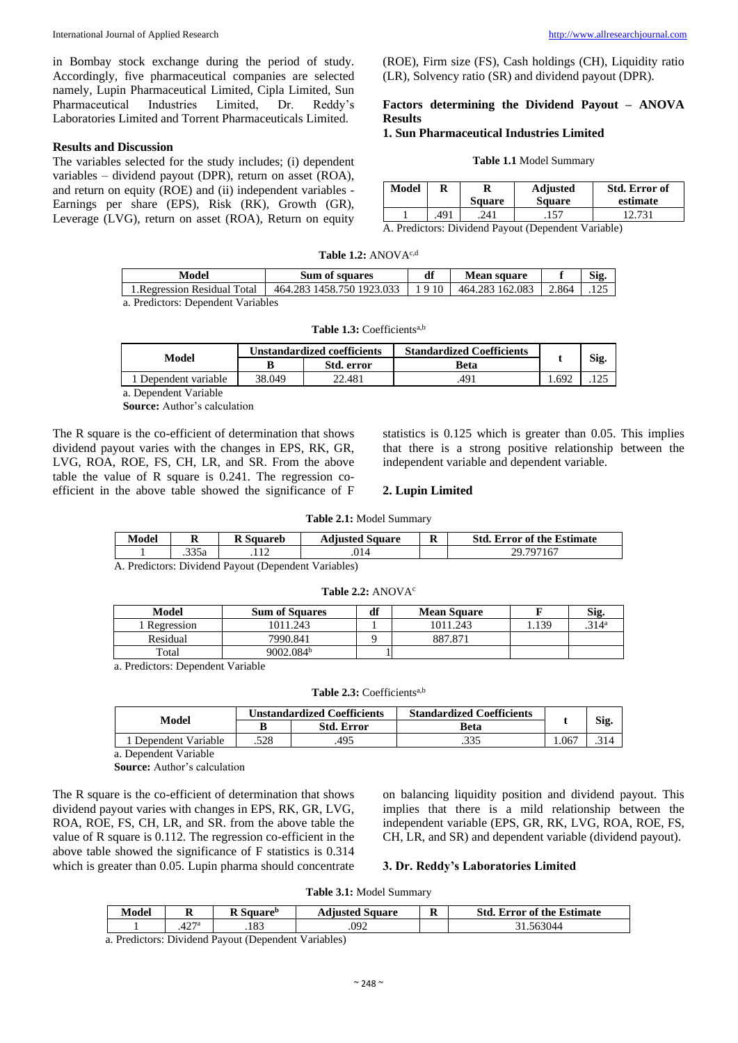in Bombay stock exchange during the period of study. Accordingly, five pharmaceutical companies are selected namely, Lupin Pharmaceutical Limited, Cipla Limited, Sun Pharmaceutical Industries Limited, Dr. Reddy's Laboratories Limited and Torrent Pharmaceuticals Limited.

### Results and Discussion

The variables selected for the study includes; (i) dependent variables – dividend payout (DPR), return on asset (ROA), and return on equity (ROE) and (ii) independent variables - Earnings per share (EPS), Risk (RK), Growth (GR), Leverage (LVG), return on asset (ROA), Return on equity (ROE), Firm size (FS), Cash holdings (CH), Liquidity ratio (LR), Solvency ratio (SR) and dividend payout (DPR).

### Factors determining the Dividend Payout – ANOVA Results

#### 1. Sun Pharmaceutical Industries Limited

**Table 1.1** Model Summary

| Model | R | R Square | Adjusted Square | Std. Error of estimate |
|---|---|---|---|---|
| 1 | .491 | .241 | .157 | 12.731 |

A. Predictors: Dividend Payout (Dependent Variable)

**Table 1.2:** ANOVA[c,d]

| Model | Sum of squares | df | Mean square | f | Sig. |
|---|---|---|---|---|---|
| 1.Regression Residual Total | 464.283 1458.750 1923.033 | 1 9 10 | 464.283 162.083 | 2.864 | .125 |

a. Predictors: Dependent Variables

**Table 1.3:** Coefficients[a,b]

| Model | Unstandardized coefficients | | Standardized Coefficients | t | Sig. |
|---|---|---|---|---|---|
| | B | Std. error | Beta | | |
| 1 Dependent variable | 38.049 | 22.481 | .491 | 1.692 | .125 |

a. Dependent Variable

**Source:** Author's calculation

The R square is the co-efficient of determination that shows dividend payout varies with the changes in EPS, RK, GR, LVG, ROA, ROE, FS, CH, LR, and SR. From the above table the value of R square is 0.241. The regression co-efficient in the above table showed the significance of F statistics is 0.125 which is greater than 0.05. This implies that there is a strong positive relationship between the independent variable and dependent variable.

#### 2. Lupin Limited

**Table 2.1:** Model Summary

| Model | R | R Squareb | Adjusted Square | R | Std. Error of the Estimate |
|---|---|---|---|---|---|
| 1 | .335a | .112 | .014 | | 29.797167 |

A. Predictors: Dividend Payout (Dependent Variables)

**Table 2.2:** ANOVA[c]

| Model | Sum of Squares | df | Mean Square | F | Sig. |
|---|---|---|---|---|---|
| 1 Regression | 1011.243 | 1 | 1011.243 | 1.139 | .314[a] |
| Residual | 7990.841 | 9 | 887.871 | | |
| Total | 9002.084[b] | 1 | | | |

a. Predictors: Dependent Variable

**Table 2.3:** Coefficients[a,b]

| Model | Unstandardized Coefficients | | Standardized Coefficients | t | Sig. |
|---|---|---|---|---|---|
| | B | Std. Error | Beta | | |
| 1 Dependent Variable | .528 | .495 | .335 | 1.067 | .314 |

a. Dependent Variable

**Source:** Author's calculation

The R square is the co-efficient of determination that shows dividend payout varies with changes in EPS, RK, GR, LVG, ROA, ROE, FS, CH, LR, and SR. from the above table the value of R square is 0.112. The regression co-efficient in the above table showed the significance of F statistics is 0.314 which is greater than 0.05. Lupin pharma should concentrate on balancing liquidity position and dividend payout. This implies that there is a mild relationship between the independent variable (EPS, GR, RK, LVG, ROA, ROE, FS, CH, LR, and SR) and dependent variable (dividend payout).

#### 3. Dr. Reddy's Laboratories Limited

**Table 3.1:** Model Summary

| Model | R | R Square[b] | Adjusted Square | R | Std. Error of the Estimate |
|---|---|---|---|---|---|
| 1 | .427[a] | .183 | .092 | | 31.563044 |

a. Predictors: Dividend Payout (Dependent Variables)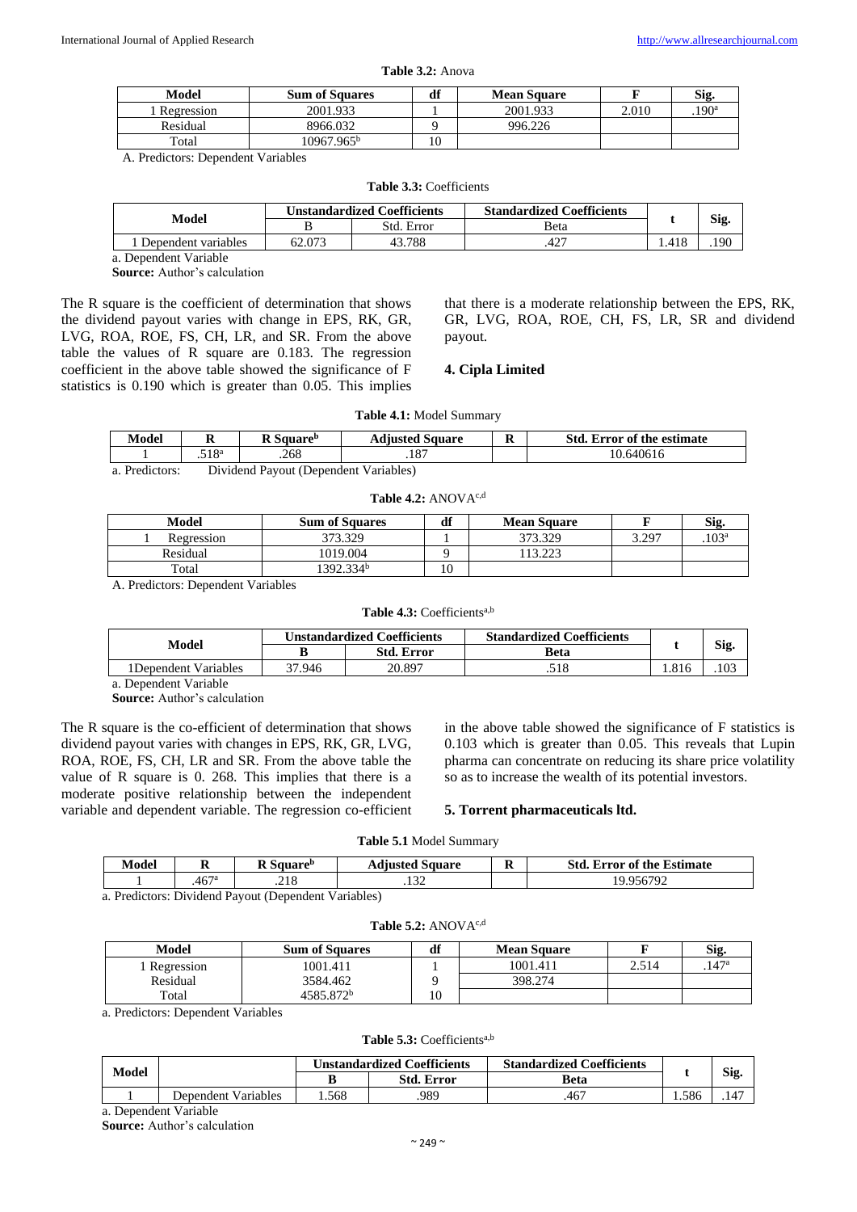**Table 3.2:** Anova

| Model | Sum of Squares | df | Mean Square | F | Sig. |
|---|---|---|---|---|---|
| 1 Regression | 2001.933 | 1 | 2001.933 | 2.010 | .190[a] |
| Residual | 8966.032 | 9 | 996.226 | | |
| Total | 10967.965[b] | 10 | | | |

A. Predictors: Dependent Variables

**Table 3.3:** Coefficients

| Model | Unstandardized Coefficients | | Standardized Coefficients | t | Sig. |
|---|---|---|---|---|---|
| | B | Std. Error | Beta | | |
| 1 Dependent variables | 62.073 | 43.788 | .427 | 1.418 | .190 |

a. Dependent Variable

**Source:** Author's calculation

The R square is the coefficient of determination that shows the dividend payout varies with change in EPS, RK, GR, LVG, ROA, ROE, FS, CH, LR, and SR. From the above table the values of R square are 0.183. The regression coefficient in the above table showed the significance of F statistics is 0.190 which is greater than 0.05. This implies that there is a moderate relationship between the EPS, RK, GR, LVG, ROA, ROE, CH, FS, LR, SR and dividend payout.

## 4. Cipla Limited

**Table 4.1:** Model Summary

| Model | R | R Square[b] | Adjusted Square | R | Std. Error of the estimate |
|---|---|---|---|---|---|
| 1 | .518[a] | .268 | .187 | | 10.640616 |

a. Predictors: Dividend Payout (Dependent Variables)

**Table 4.2:** ANOVA[c,d]

| Model | Sum of Squares | df | Mean Square | F | Sig. |
|---|---|---|---|---|---|
| 1 Regression | 373.329 | 1 | 373.329 | 3.297 | .103[a] |
| Residual | 1019.004 | 9 | 113.223 | | |
| Total | 1392.334[b] | 10 | | | |

A. Predictors: Dependent Variables

**Table 4.3:** Coefficients[a,b]

| Model | Unstandardized Coefficients | | Standardized Coefficients | t | Sig. |
|---|---|---|---|---|---|
| | **B** | **Std. Error** | **Beta** | | |
| 1Dependent Variables | 37.946 | 20.897 | .518 | 1.816 | .103 |

a. Dependent Variable

**Source:** Author's calculation

The R square is the co-efficient of determination that shows dividend payout varies with changes in EPS, RK, GR, LVG, ROA, ROE, FS, CH, LR and SR. From the above table the value of R square is 0. 268. This implies that there is a moderate positive relationship between the independent variable and dependent variable. The regression co-efficient in the above table showed the significance of F statistics is 0.103 which is greater than 0.05. This reveals that Lupin pharma can concentrate on reducing its share price volatility so as to increase the wealth of its potential investors.

## 5. Torrent pharmaceuticals ltd.

**Table 5.1** Model Summary

| Model | R | R Square[b] | Adjusted Square | R | Std. Error of the Estimate |
|---|---|---|---|---|---|
| 1 | .467[a] | .218 | .132 | | 19.956792 |

a. Predictors: Dividend Payout (Dependent Variables)

**Table 5.2:** ANOVA[c,d]

| Model | Sum of Squares | df | Mean Square | F | Sig. |
|---|---|---|---|---|---|
| 1 Regression | 1001.411 | 1 | 1001.411 | 2.514 | .147[a] |
| Residual | 3584.462 | 9 | 398.274 | | |
| Total | 4585.872[b] | 10 | | | |

a. Predictors: Dependent Variables

**Table 5.3:** Coefficients[a,b]

| Model | | Unstandardized Coefficients | | Standardized Coefficients | t | Sig. |
|---|---|---|---|---|---|---|
| | | **B** | **Std. Error** | **Beta** | | |
| 1 | Dependent Variables | 1.568 | .989 | .467 | 1.586 | .147 |

a. Dependent Variable

**Source:** Author's calculation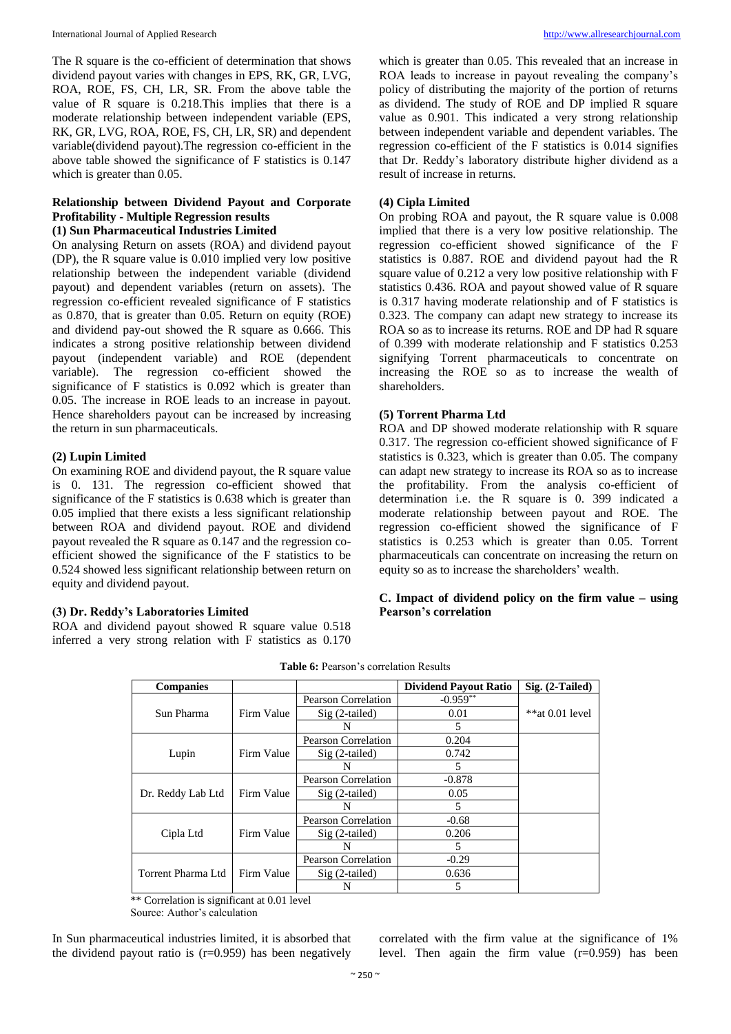The R square is the co-efficient of determination that shows dividend payout varies with changes in EPS, RK, GR, LVG, ROA, ROE, FS, CH, LR, SR. From the above table the value of R square is 0.218.This implies that there is a moderate relationship between independent variable (EPS, RK, GR, LVG, ROA, ROE, FS, CH, LR, SR) and dependent variable(dividend payout).The regression co-efficient in the above table showed the significance of F statistics is 0.147 which is greater than 0.05.

### Relationship between Dividend Payout and Corporate Profitability - Multiple Regression results

#### (1) Sun Pharmaceutical Industries Limited

On analysing Return on assets (ROA) and dividend payout (DP), the R square value is 0.010 implied very low positive relationship between the independent variable (dividend payout) and dependent variables (return on assets). The regression co-efficient revealed significance of F statistics as 0.870, that is greater than 0.05. Return on equity (ROE) and dividend pay-out showed the R square as 0.666. This indicates a strong positive relationship between dividend payout (independent variable) and ROE (dependent variable). The regression co-efficient showed the significance of F statistics is 0.092 which is greater than 0.05. The increase in ROE leads to an increase in payout. Hence shareholders payout can be increased by increasing the return in sun pharmaceuticals.

#### (2) Lupin Limited

On examining ROE and dividend payout, the R square value is 0. 131. The regression co-efficient showed that significance of the F statistics is 0.638 which is greater than 0.05 implied that there exists a less significant relationship between ROA and dividend payout. ROE and dividend payout revealed the R square as 0.147 and the regression co-efficient showed the significance of the F statistics to be 0.524 showed less significant relationship between return on equity and dividend payout.

#### (3) Dr. Reddy's Laboratories Limited

ROA and dividend payout showed R square value 0.518 inferred a very strong relation with F statistics as 0.170 which is greater than 0.05. This revealed that an increase in ROA leads to increase in payout revealing the company's policy of distributing the majority of the portion of returns as dividend. The study of ROE and DP implied R square value as 0.901. This indicated a very strong relationship between independent variable and dependent variables. The regression co-efficient of the F statistics is 0.014 signifies that Dr. Reddy's laboratory distribute higher dividend as a result of increase in returns.

#### (4) Cipla Limited

On probing ROA and payout, the R square value is 0.008 implied that there is a very low positive relationship. The regression co-efficient showed significance of the F statistics is 0.887. ROE and dividend payout had the R square value of 0.212 a very low positive relationship with F statistics 0.436. ROA and payout showed value of R square is 0.317 having moderate relationship and of F statistics is 0.323. The company can adapt new strategy to increase its ROA so as to increase its returns. ROE and DP had R square of 0.399 with moderate relationship and F statistics 0.253 signifying Torrent pharmaceuticals to concentrate on increasing the ROE so as to increase the wealth of shareholders.

#### (5) Torrent Pharma Ltd

ROA and DP showed moderate relationship with R square 0.317. The regression co-efficient showed significance of F statistics is 0.323, which is greater than 0.05. The company can adapt new strategy to increase its ROA so as to increase the profitability. From the analysis co-efficient of determination i.e. the R square is 0. 399 indicated a moderate relationship between payout and ROE. The regression co-efficient showed the significance of F statistics is 0.253 which is greater than 0.05. Torrent pharmaceuticals can concentrate on increasing the return on equity so as to increase the shareholders' wealth.

### C. Impact of dividend policy on the firm value – using Pearson's correlation

**Table 6:** Pearson's correlation Results

| Companies | | | Dividend Payout Ratio | Sig. (2-Tailed) |
|---|---|---|---|---|
| Sun Pharma | Firm Value | Pearson Correlation | -0.959** | **at 0.01 level |
| | | Sig (2-tailed) | 0.01 | |
| | | N | 5 | |
| Lupin | Firm Value | Pearson Correlation | 0.204 | |
| | | Sig (2-tailed) | 0.742 | |
| | | N | 5 | |
| Dr. Reddy Lab Ltd | Firm Value | Pearson Correlation | -0.878 | |
| | | Sig (2-tailed) | 0.05 | |
| | | N | 5 | |
| Cipla Ltd | Firm Value | Pearson Correlation | -0.68 | |
| | | Sig (2-tailed) | 0.206 | |
| | | N | 5 | |
| Torrent Pharma Ltd | Firm Value | Pearson Correlation | -0.29 | |
| | | Sig (2-tailed) | 0.636 | |
| | | N | 5 | |

** Correlation is significant at 0.01 level

Source: Author's calculation

In Sun pharmaceutical industries limited, it is absorbed that the dividend payout ratio is (r=0.959) has been negatively correlated with the firm value at the significance of 1% level. Then again the firm value (r=0.959) has been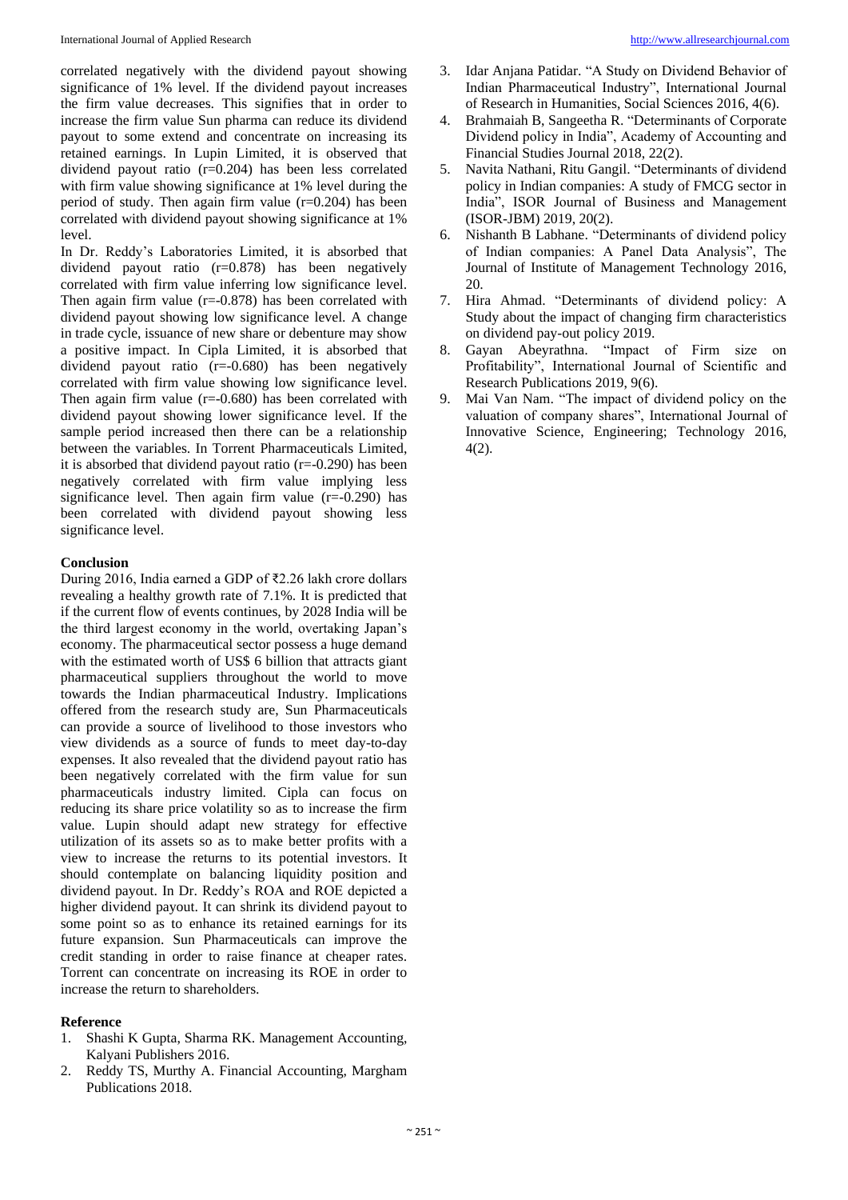correlated negatively with the dividend payout showing significance of 1% level. If the dividend payout increases the firm value decreases. This signifies that in order to increase the firm value Sun pharma can reduce its dividend payout to some extend and concentrate on increasing its retained earnings. In Lupin Limited, it is observed that dividend payout ratio (r=0.204) has been less correlated with firm value showing significance at 1% level during the period of study. Then again firm value (r=0.204) has been correlated with dividend payout showing significance at 1% level.

In Dr. Reddy's Laboratories Limited, it is absorbed that dividend payout ratio (r=0.878) has been negatively correlated with firm value inferring low significance level. Then again firm value (r=-0.878) has been correlated with dividend payout showing low significance level. A change in trade cycle, issuance of new share or debenture may show a positive impact. In Cipla Limited, it is absorbed that dividend payout ratio (r=-0.680) has been negatively correlated with firm value showing low significance level. Then again firm value (r=-0.680) has been correlated with dividend payout showing lower significance level. If the sample period increased then there can be a relationship between the variables. In Torrent Pharmaceuticals Limited, it is absorbed that dividend payout ratio (r=-0.290) has been negatively correlated with firm value implying less significance level. Then again firm value (r=-0.290) has been correlated with dividend payout showing less significance level.

**Conclusion**

During 2016, India earned a GDP of ₹2.26 lakh crore dollars revealing a healthy growth rate of 7.1%. It is predicted that if the current flow of events continues, by 2028 India will be the third largest economy in the world, overtaking Japan's economy. The pharmaceutical sector possess a huge demand with the estimated worth of US$ 6 billion that attracts giant pharmaceutical suppliers throughout the world to move towards the Indian pharmaceutical Industry. Implications offered from the research study are, Sun Pharmaceuticals can provide a source of livelihood to those investors who view dividends as a source of funds to meet day-to-day expenses. It also revealed that the dividend payout ratio has been negatively correlated with the firm value for sun pharmaceuticals industry limited. Cipla can focus on reducing its share price volatility so as to increase the firm value. Lupin should adapt new strategy for effective utilization of its assets so as to make better profits with a view to increase the returns to its potential investors. It should contemplate on balancing liquidity position and dividend payout. In Dr. Reddy's ROA and ROE depicted a higher dividend payout. It can shrink its dividend payout to some point so as to enhance its retained earnings for its future expansion. Sun Pharmaceuticals can improve the credit standing in order to raise finance at cheaper rates. Torrent can concentrate on increasing its ROE in order to increase the return to shareholders.

**Reference**

1. Shashi K Gupta, Sharma RK. Management Accounting, Kalyani Publishers 2016.
2. Reddy TS, Murthy A. Financial Accounting, Margham Publications 2018.
3. Idar Anjana Patidar. "A Study on Dividend Behavior of Indian Pharmaceutical Industry", International Journal of Research in Humanities, Social Sciences 2016, 4(6).
4. Brahmaiah B, Sangeetha R. "Determinants of Corporate Dividend policy in India", Academy of Accounting and Financial Studies Journal 2018, 22(2).
5. Navita Nathani, Ritu Gangil. "Determinants of dividend policy in Indian companies: A study of FMCG sector in India", ISOR Journal of Business and Management (ISOR-JBM) 2019, 20(2).
6. Nishanth B Labhane. "Determinants of dividend policy of Indian companies: A Panel Data Analysis", The Journal of Institute of Management Technology 2016, 20.
7. Hira Ahmad. "Determinants of dividend policy: A Study about the impact of changing firm characteristics on dividend pay-out policy 2019.
8. Gayan Abeyrathna. "Impact of Firm size on Profitability", International Journal of Scientific and Research Publications 2019, 9(6).
9. Mai Van Nam. "The impact of dividend policy on the valuation of company shares", International Journal of Innovative Science, Engineering; Technology 2016, 4(2).